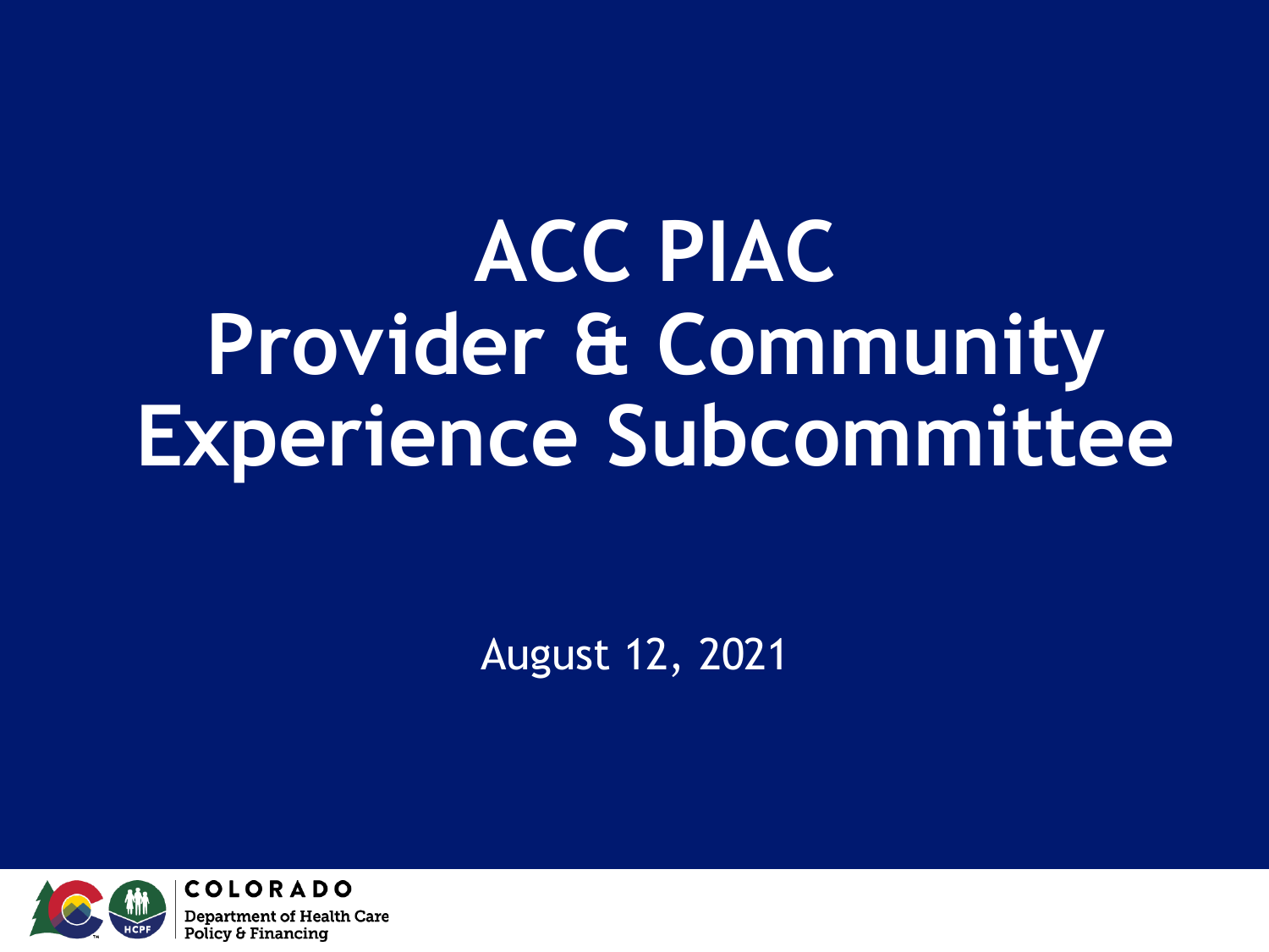# ACC PIAC Provider & Community Experience Subcommittee

August 12, 2021

COLORADO
Department of Health Care Policy & Financing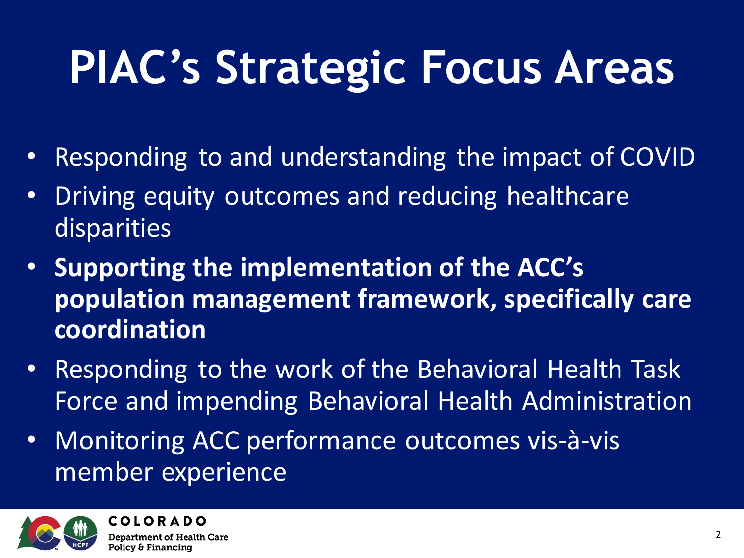# PIAC's Strategic Focus Areas

- Responding to and understanding the impact of COVID
- Driving equity outcomes and reducing healthcare disparities
- **Supporting the implementation of the ACC's population management framework, specifically care coordination**
- Responding to the work of the Behavioral Health Task Force and impending Behavioral Health Administration
- Monitoring ACC performance outcomes vis-à-vis member experience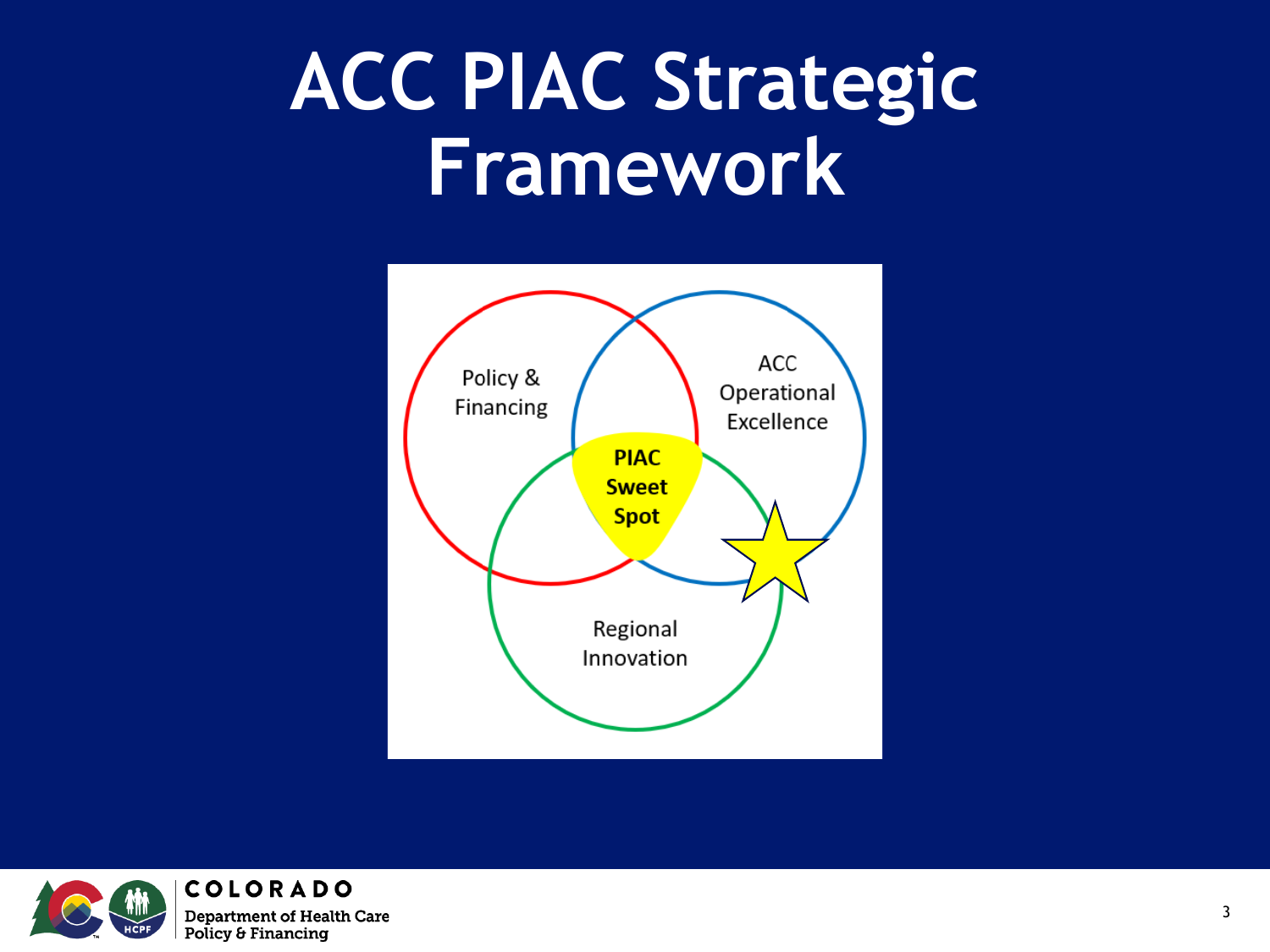# ACC PIAC Strategic Framework

Policy & Financing

ACC Operational Excellence

PIAC Sweet Spot

Regional Innovation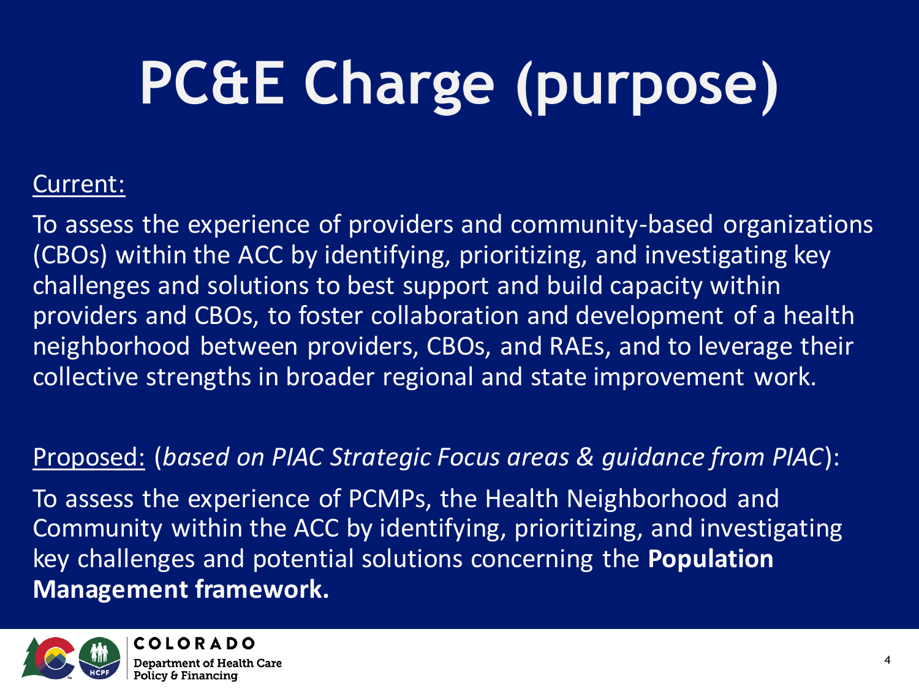# PC&E Charge (purpose)

Current:

To assess the experience of providers and community-based organizations (CBOs) within the ACC by identifying, prioritizing, and investigating key challenges and solutions to best support and build capacity within providers and CBOs, to foster collaboration and development of a health neighborhood between providers, CBOs, and RAEs, and to leverage their collective strengths in broader regional and state improvement work.

Proposed: (*based on PIAC Strategic Focus areas & guidance from PIAC*):

To assess the experience of PCMPs, the Health Neighborhood and Community within the ACC by identifying, prioritizing, and investigating key challenges and potential solutions concerning the **Population Management framework.**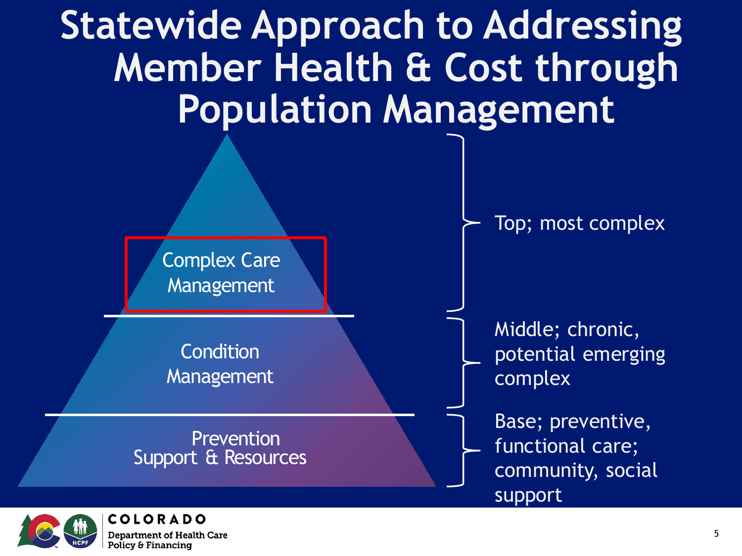# Statewide Approach to Addressing Member Health & Cost through Population Management

- **Complex Care Management** — Top; most complex
- **Condition Management** — Middle; chronic, potential emerging complex
- **Prevention Support & Resources** — Base; preventive, functional care; community, social support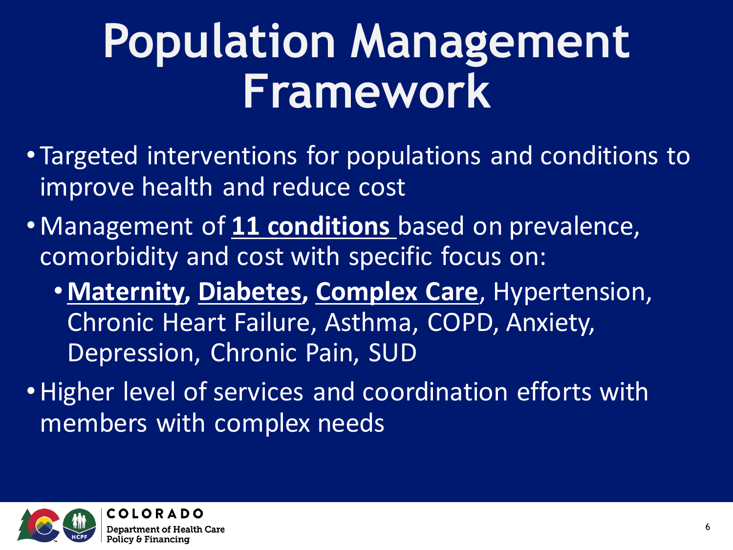# Population Management Framework

- Targeted interventions for populations and conditions to improve health and reduce cost
- Management of **11 conditions** based on prevalence, comorbidity and cost with specific focus on:
  - **Maternity, Diabetes, Complex Care**, Hypertension, Chronic Heart Failure, Asthma, COPD, Anxiety, Depression, Chronic Pain, SUD
- Higher level of services and coordination efforts with members with complex needs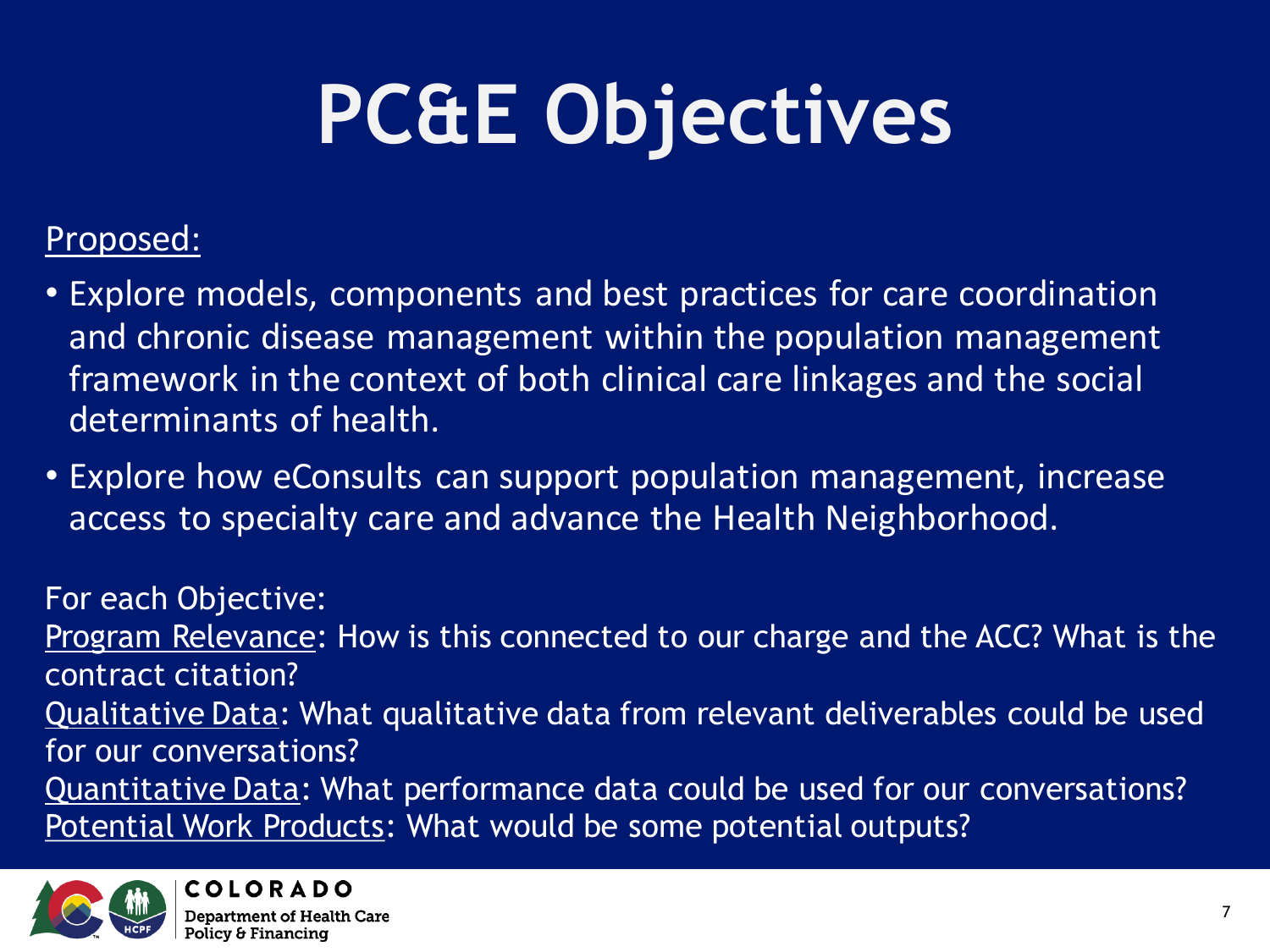# PC&E Objectives

Proposed:

- Explore models, components and best practices for care coordination and chronic disease management within the population management framework in the context of both clinical care linkages and the social determinants of health.
- Explore how eConsults can support population management, increase access to specialty care and advance the Health Neighborhood.

For each Objective:

Program Relevance: How is this connected to our charge and the ACC? What is the contract citation?

Qualitative Data: What qualitative data from relevant deliverables could be used for our conversations?

Quantitative Data: What performance data could be used for our conversations?

Potential Work Products: What would be some potential outputs?

COLORADO
Department of Health Care Policy & Financing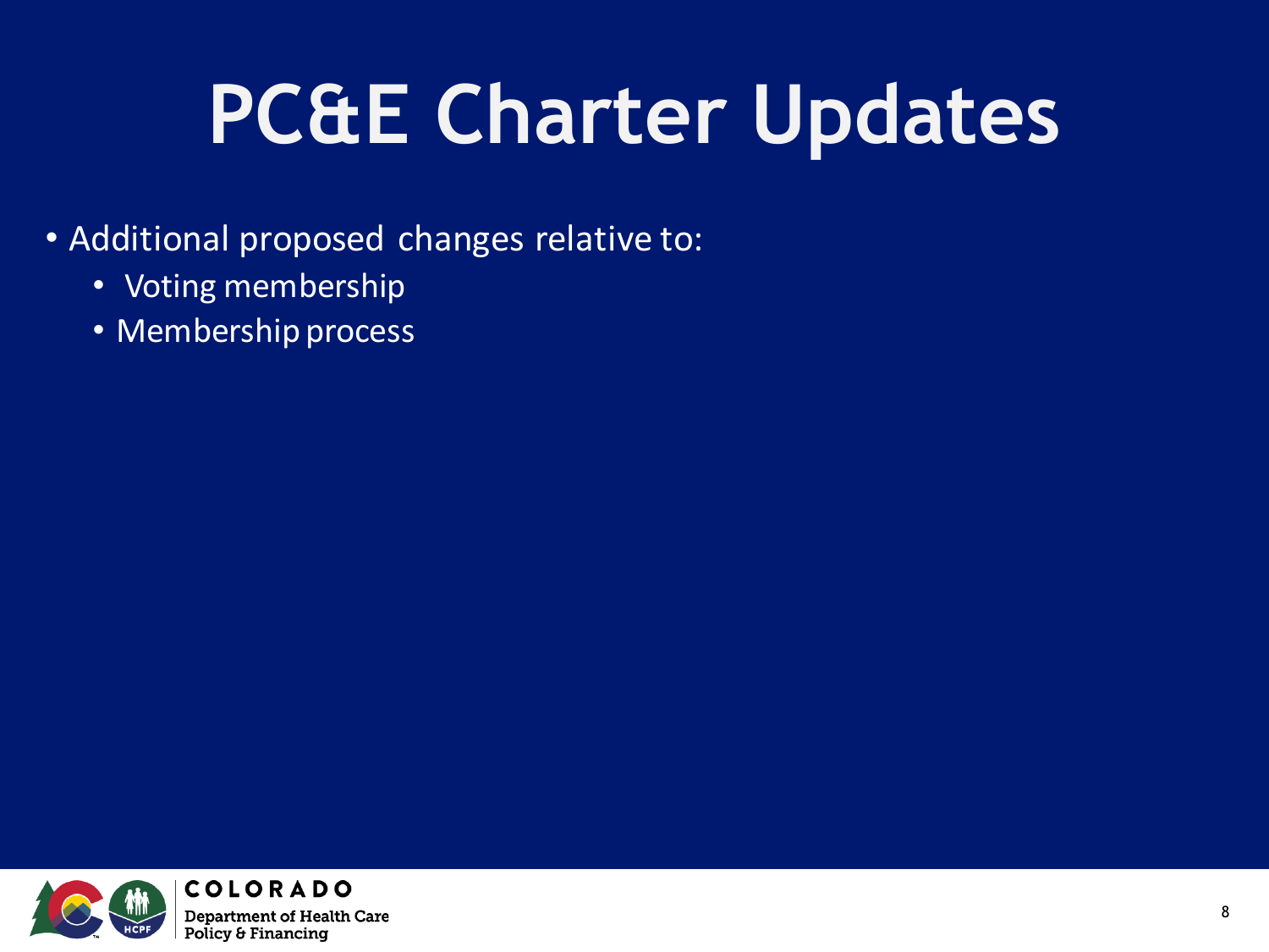# PC&E Charter Updates

- Additional proposed changes relative to:
  - Voting membership
  - Membership process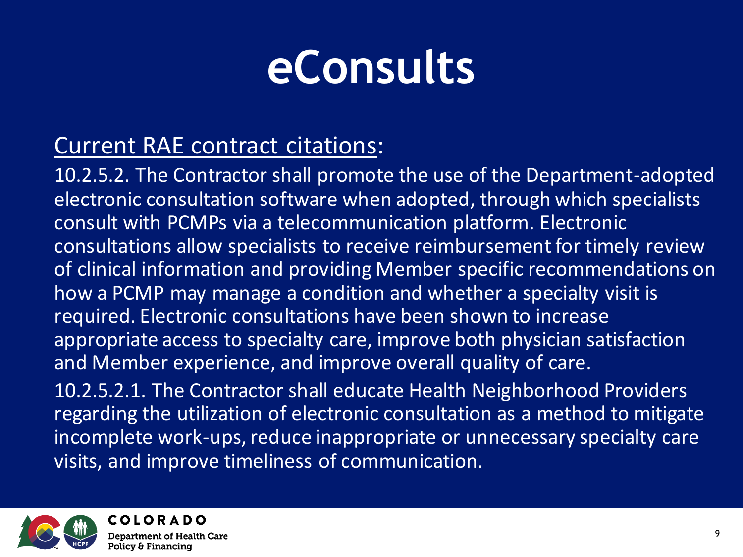# eConsults

Current RAE contract citations:

10.2.5.2. The Contractor shall promote the use of the Department-adopted electronic consultation software when adopted, through which specialists consult with PCMPs via a telecommunication platform. Electronic consultations allow specialists to receive reimbursement for timely review of clinical information and providing Member specific recommendations on how a PCMP may manage a condition and whether a specialty visit is required. Electronic consultations have been shown to increase appropriate access to specialty care, improve both physician satisfaction and Member experience, and improve overall quality of care.

10.2.5.2.1. The Contractor shall educate Health Neighborhood Providers regarding the utilization of electronic consultation as a method to mitigate incomplete work-ups, reduce inappropriate or unnecessary specialty care visits, and improve timeliness of communication.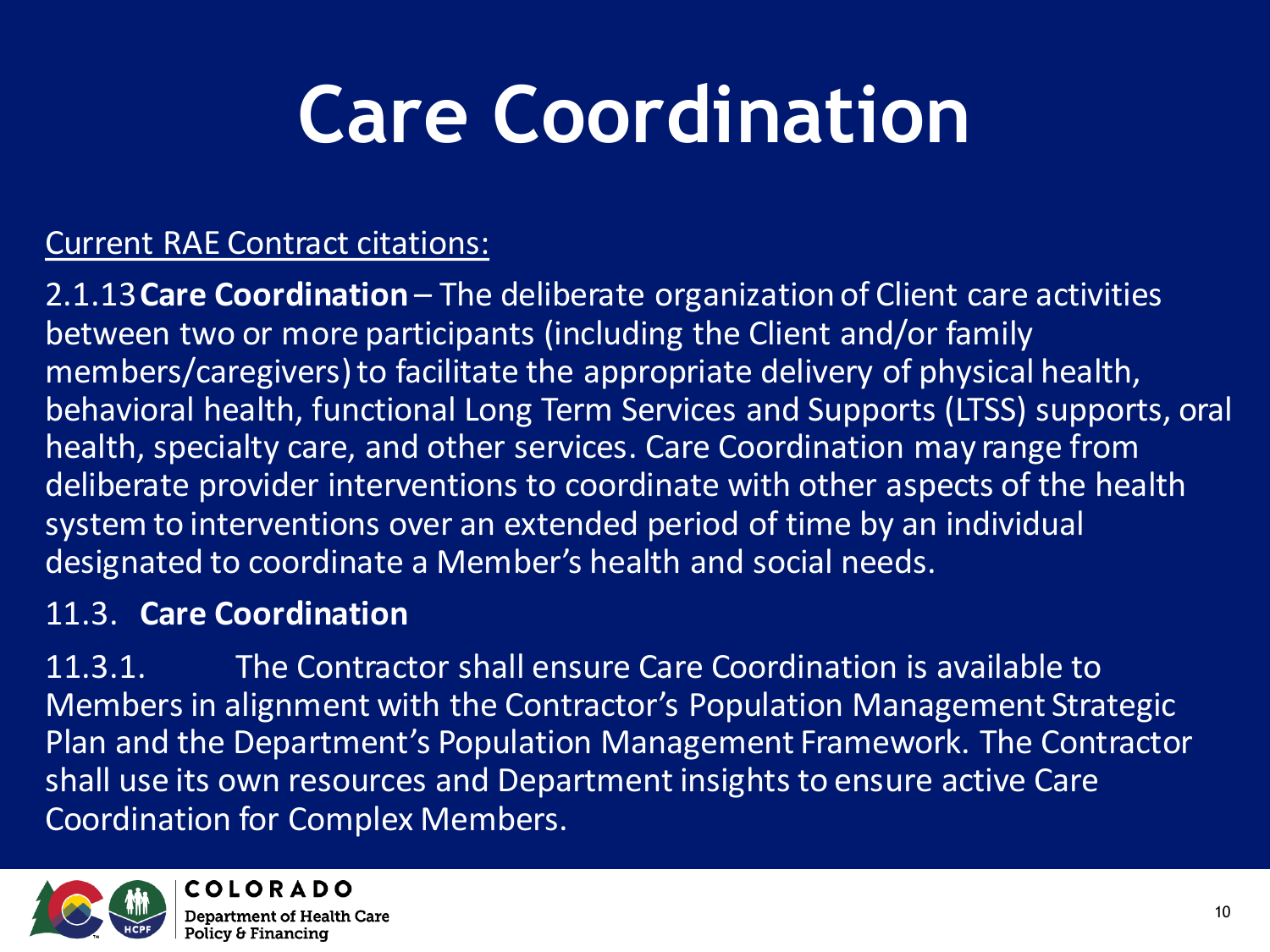# Care Coordination

<u>Current RAE Contract citations:</u>

2.1.13 **Care Coordination** – The deliberate organization of Client care activities between two or more participants (including the Client and/or family members/caregivers) to facilitate the appropriate delivery of physical health, behavioral health, functional Long Term Services and Supports (LTSS) supports, oral health, specialty care, and other services. Care Coordination may range from deliberate provider interventions to coordinate with other aspects of the health system to interventions over an extended period of time by an individual designated to coordinate a Member's health and social needs.

11.3. **Care Coordination**

11.3.1. The Contractor shall ensure Care Coordination is available to Members in alignment with the Contractor's Population Management Strategic Plan and the Department's Population Management Framework. The Contractor shall use its own resources and Department insights to ensure active Care Coordination for Complex Members.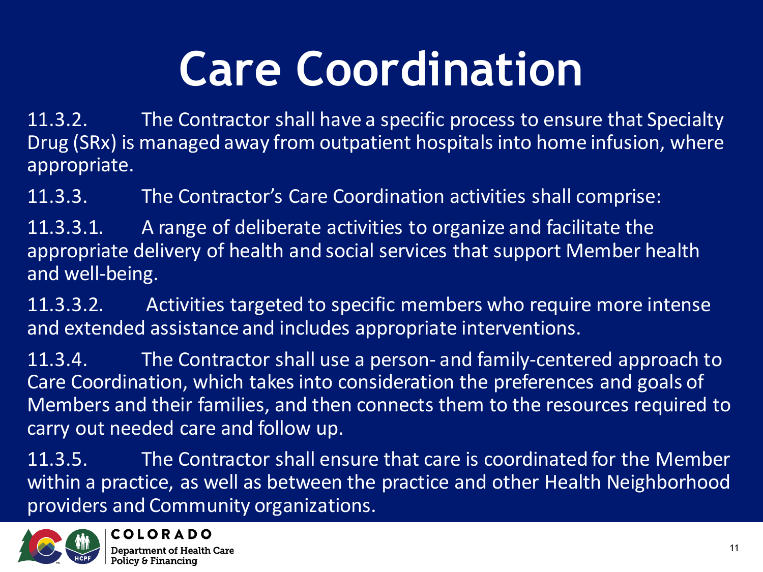# Care Coordination

11.3.2. The Contractor shall have a specific process to ensure that Specialty Drug (SRx) is managed away from outpatient hospitals into home infusion, where appropriate.

11.3.3. The Contractor's Care Coordination activities shall comprise:

11.3.3.1. A range of deliberate activities to organize and facilitate the appropriate delivery of health and social services that support Member health and well-being.

11.3.3.2. Activities targeted to specific members who require more intense and extended assistance and includes appropriate interventions.

11.3.4. The Contractor shall use a person- and family-centered approach to Care Coordination, which takes into consideration the preferences and goals of Members and their families, and then connects them to the resources required to carry out needed care and follow up.

11.3.5. The Contractor shall ensure that care is coordinated for the Member within a practice, as well as between the practice and other Health Neighborhood providers and Community organizations.

COLORADO
Department of Health Care Policy & Financing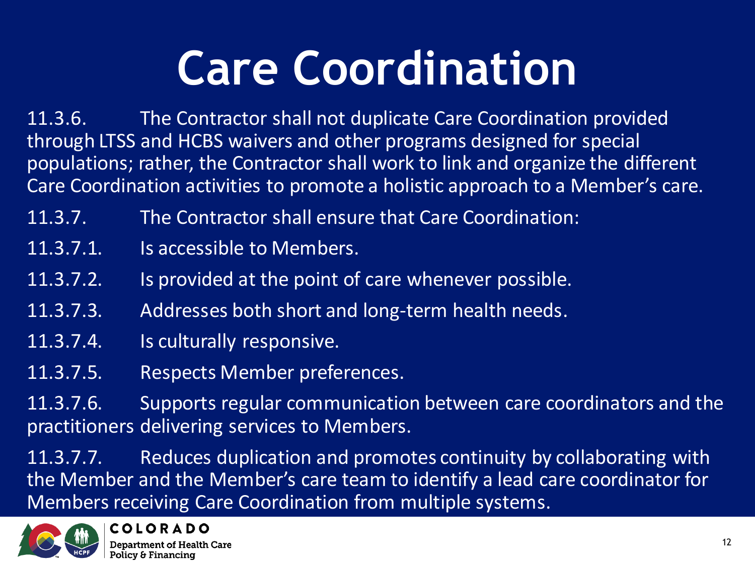# Care Coordination

11.3.6. The Contractor shall not duplicate Care Coordination provided through LTSS and HCBS waivers and other programs designed for special populations; rather, the Contractor shall work to link and organize the different Care Coordination activities to promote a holistic approach to a Member's care.

11.3.7. The Contractor shall ensure that Care Coordination:

11.3.7.1. Is accessible to Members.

11.3.7.2. Is provided at the point of care whenever possible.

11.3.7.3. Addresses both short and long-term health needs.

11.3.7.4. Is culturally responsive.

11.3.7.5. Respects Member preferences.

11.3.7.6. Supports regular communication between care coordinators and the practitioners delivering services to Members.

11.3.7.7. Reduces duplication and promotes continuity by collaborating with the Member and the Member's care team to identify a lead care coordinator for Members receiving Care Coordination from multiple systems.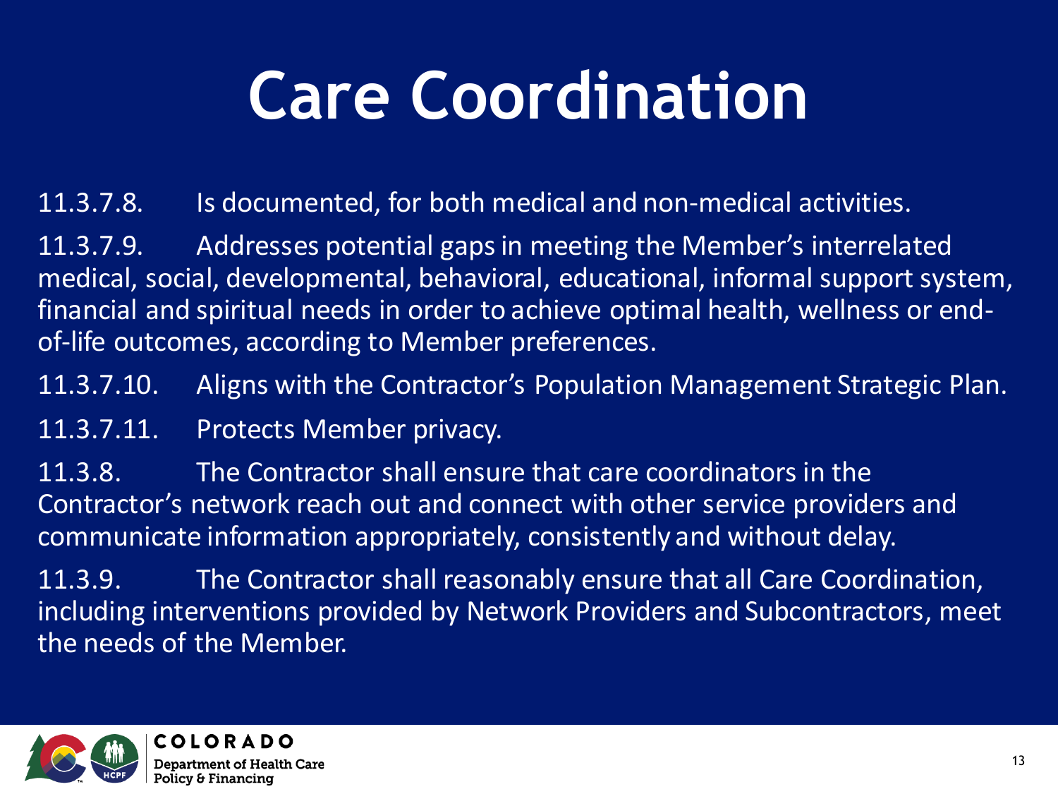# Care Coordination

11.3.7.8. Is documented, for both medical and non-medical activities.

11.3.7.9. Addresses potential gaps in meeting the Member's interrelated medical, social, developmental, behavioral, educational, informal support system, financial and spiritual needs in order to achieve optimal health, wellness or end-of-life outcomes, according to Member preferences.

11.3.7.10. Aligns with the Contractor's Population Management Strategic Plan.

11.3.7.11. Protects Member privacy.

11.3.8. The Contractor shall ensure that care coordinators in the Contractor's network reach out and connect with other service providers and communicate information appropriately, consistently and without delay.

11.3.9. The Contractor shall reasonably ensure that all Care Coordination, including interventions provided by Network Providers and Subcontractors, meet the needs of the Member.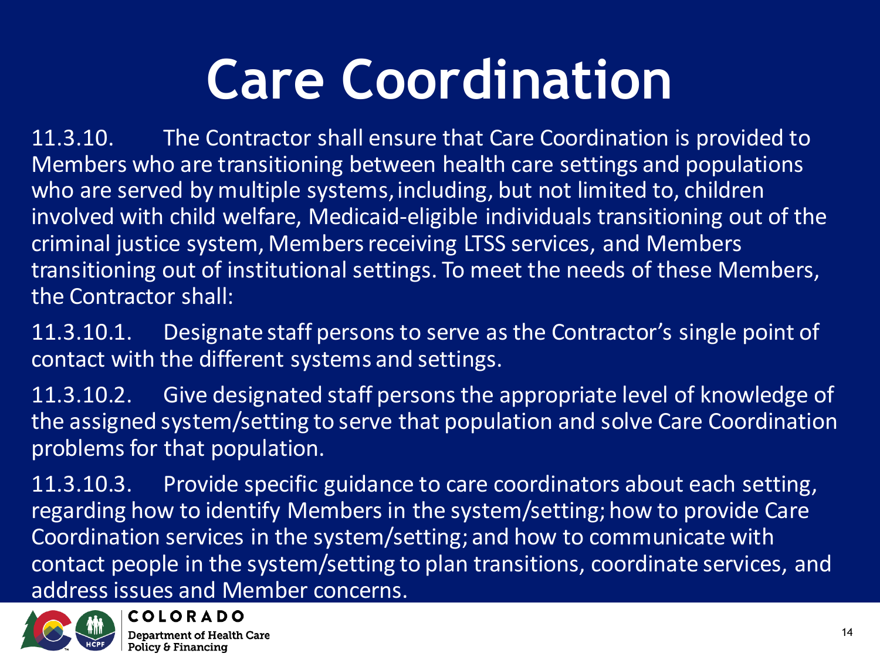# Care Coordination

11.3.10. The Contractor shall ensure that Care Coordination is provided to Members who are transitioning between health care settings and populations who are served by multiple systems, including, but not limited to, children involved with child welfare, Medicaid-eligible individuals transitioning out of the criminal justice system, Members receiving LTSS services, and Members transitioning out of institutional settings. To meet the needs of these Members, the Contractor shall:

11.3.10.1. Designate staff persons to serve as the Contractor's single point of contact with the different systems and settings.

11.3.10.2. Give designated staff persons the appropriate level of knowledge of the assigned system/setting to serve that population and solve Care Coordination problems for that population.

11.3.10.3. Provide specific guidance to care coordinators about each setting, regarding how to identify Members in the system/setting; how to provide Care Coordination services in the system/setting; and how to communicate with contact people in the system/setting to plan transitions, coordinate services, and address issues and Member concerns.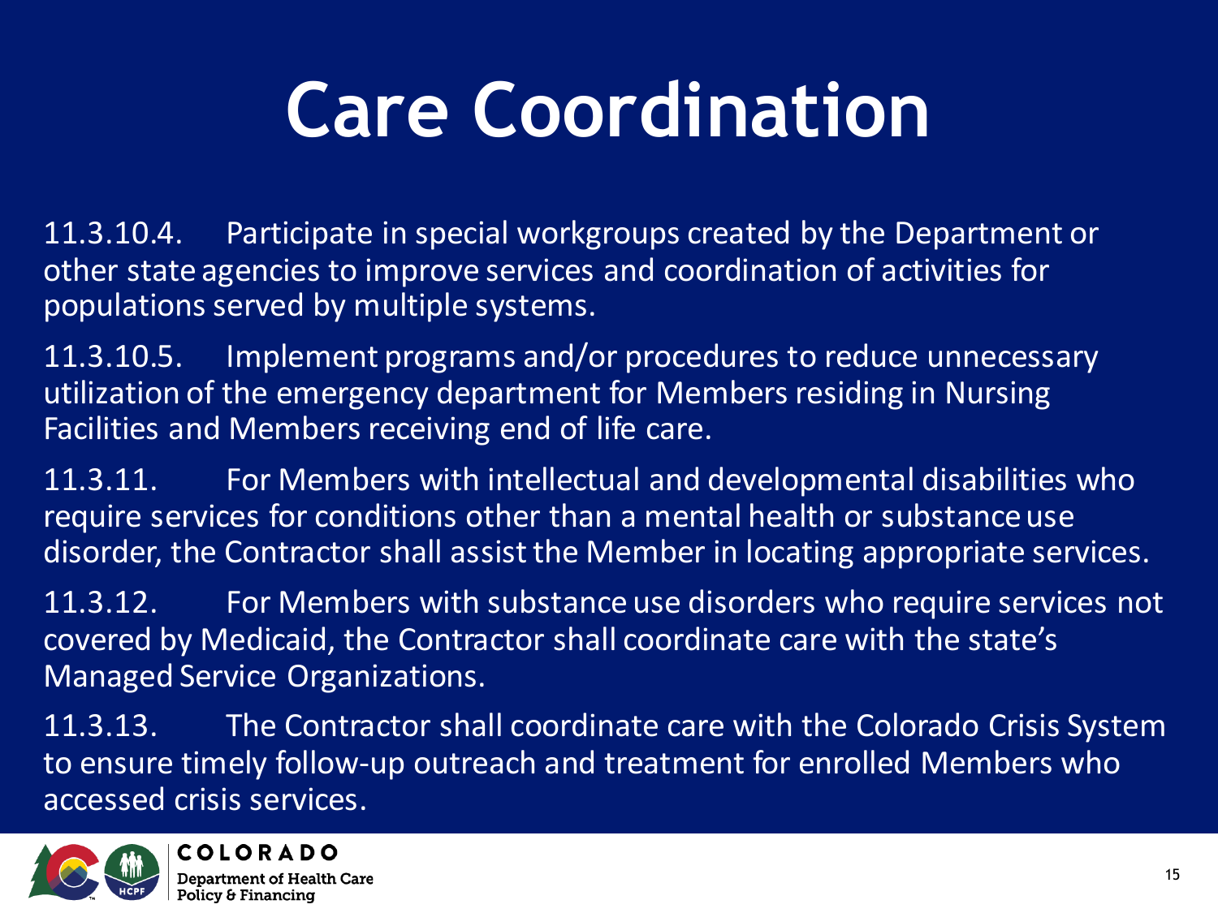# Care Coordination

11.3.10.4. Participate in special workgroups created by the Department or other state agencies to improve services and coordination of activities for populations served by multiple systems.

11.3.10.5. Implement programs and/or procedures to reduce unnecessary utilization of the emergency department for Members residing in Nursing Facilities and Members receiving end of life care.

11.3.11. For Members with intellectual and developmental disabilities who require services for conditions other than a mental health or substance use disorder, the Contractor shall assist the Member in locating appropriate services.

11.3.12. For Members with substance use disorders who require services not covered by Medicaid, the Contractor shall coordinate care with the state's Managed Service Organizations.

11.3.13. The Contractor shall coordinate care with the Colorado Crisis System to ensure timely follow-up outreach and treatment for enrolled Members who accessed crisis services.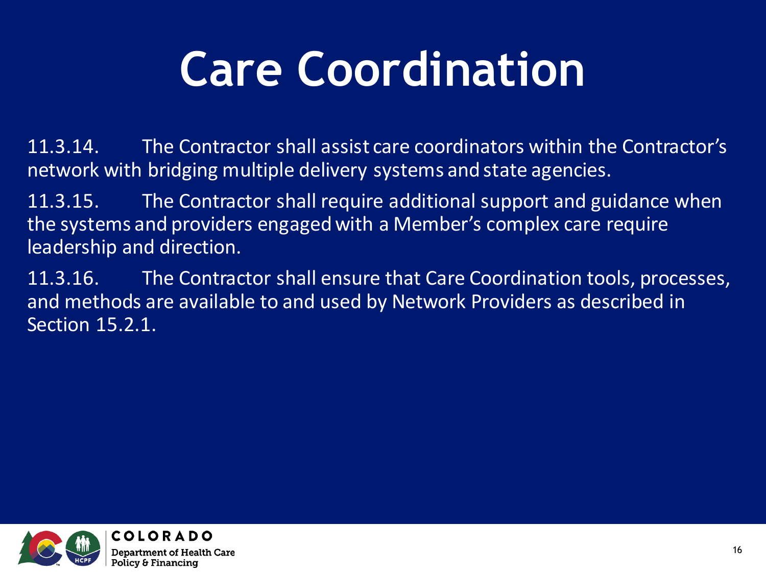# Care Coordination

11.3.14. The Contractor shall assist care coordinators within the Contractor's network with bridging multiple delivery systems and state agencies.

11.3.15. The Contractor shall require additional support and guidance when the systems and providers engaged with a Member's complex care require leadership and direction.

11.3.16. The Contractor shall ensure that Care Coordination tools, processes, and methods are available to and used by Network Providers as described in Section 15.2.1.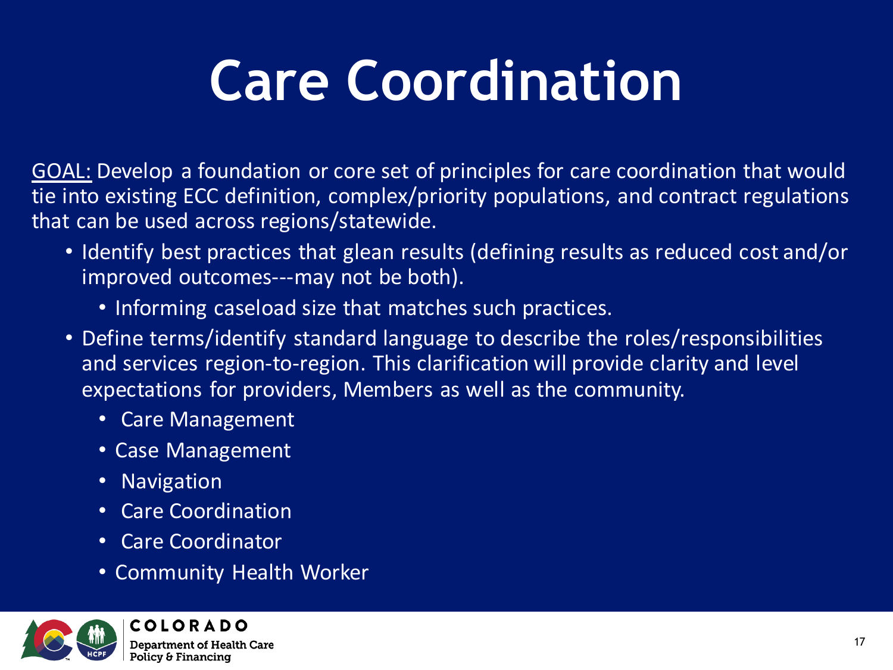# Care Coordination

<u>GOAL:</u> Develop a foundation or core set of principles for care coordination that would tie into existing ECC definition, complex/priority populations, and contract regulations that can be used across regions/statewide.

- Identify best practices that glean results (defining results as reduced cost and/or improved outcomes---may not be both).
  - Informing caseload size that matches such practices.
- Define terms/identify standard language to describe the roles/responsibilities and services region-to-region. This clarification will provide clarity and level expectations for providers, Members as well as the community.
  - Care Management
  - Case Management
  - Navigation
  - Care Coordination
  - Care Coordinator
  - Community Health Worker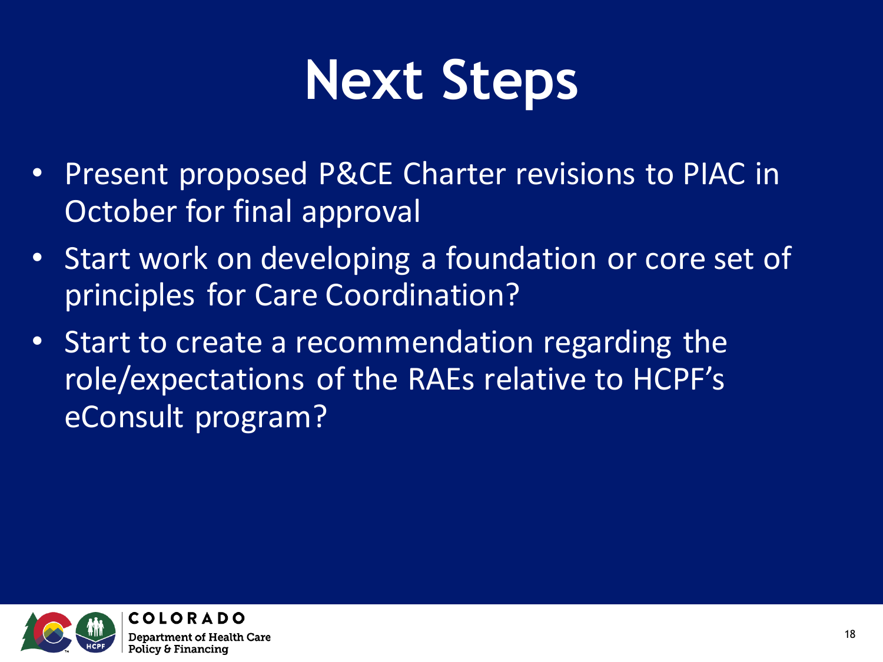# Next Steps

- Present proposed P&CE Charter revisions to PIAC in October for final approval
- Start work on developing a foundation or core set of principles for Care Coordination?
- Start to create a recommendation regarding the role/expectations of the RAEs relative to HCPF's eConsult program?